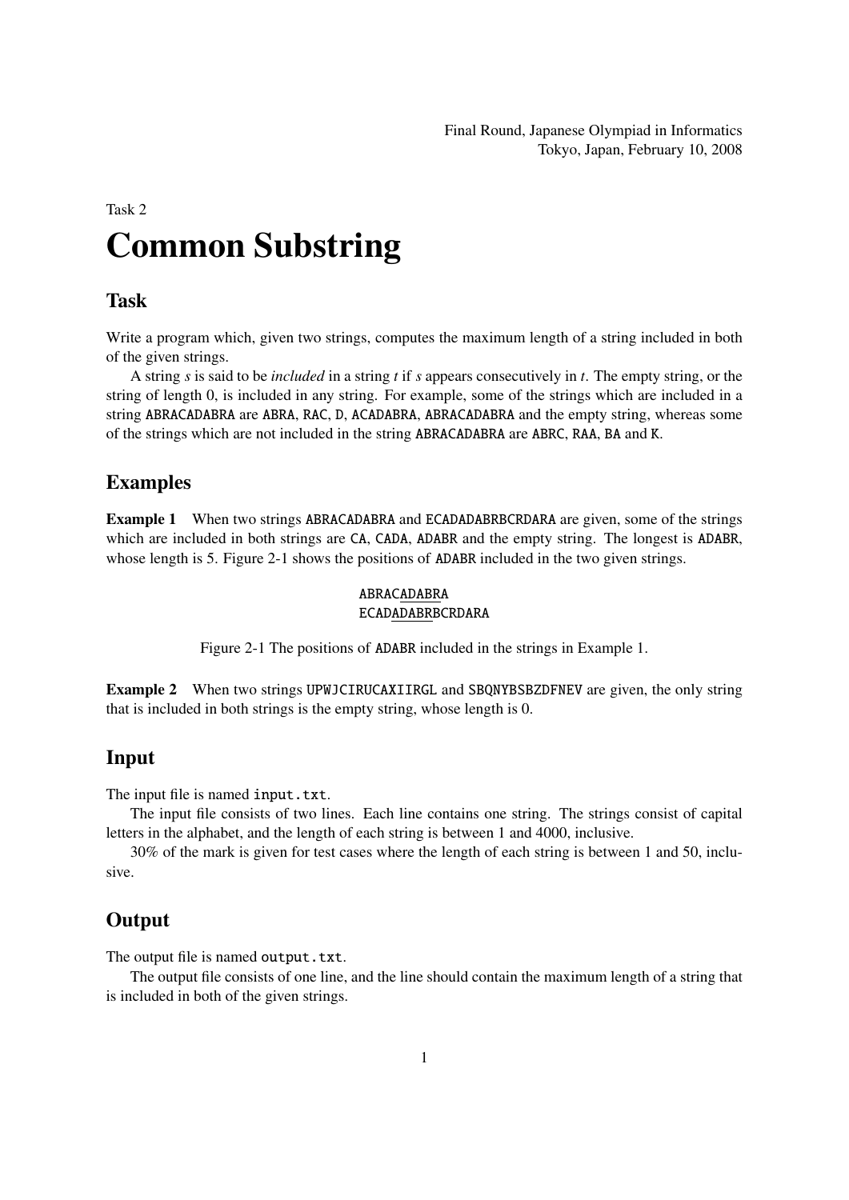Final Round, Japanese Olympiad in Informatics
Tokyo, Japan, February 10, 2008

Task 2

# Common Substring

## Task

Write a program which, given two strings, computes the maximum length of a string included in both of the given strings.

A string $s$ is said to be *included* in a string $t$ if $s$ appears consecutively in $t$. The empty string, or the string of length 0, is included in any string. For example, some of the strings which are included in a string ABRACADABRA are ABRA, RAC, D, ACADABRA, ABRACADABRA and the empty string, whereas some of the strings which are not included in the string ABRACADABRA are ABRC, RAA, BA and K.

## Examples

**Example 1** When two strings ABRACADABRA and ECADADABRBCRDARA are given, some of the strings which are included in both strings are CA, CADA, ADABR and the empty string. The longest is ADABR, whose length is 5. Figure 2-1 shows the positions of ADABR included in the two given strings.

```
ABRACADABRA
ECADADABRBCRDARA
```

Figure 2-1 The positions of ADABR included in the strings in Example 1.

**Example 2** When two strings UPWJCIRUCAXIIRGL and SBQNYBSBZDFNEV are given, the only string that is included in both strings is the empty string, whose length is 0.

## Input

The input file is named input.txt.

The input file consists of two lines. Each line contains one string. The strings consist of capital letters in the alphabet, and the length of each string is between 1 and 4000, inclusive.

30% of the mark is given for test cases where the length of each string is between 1 and 50, inclusive.

## Output

The output file is named output.txt.

The output file consists of one line, and the line should contain the maximum length of a string that is included in both of the given strings.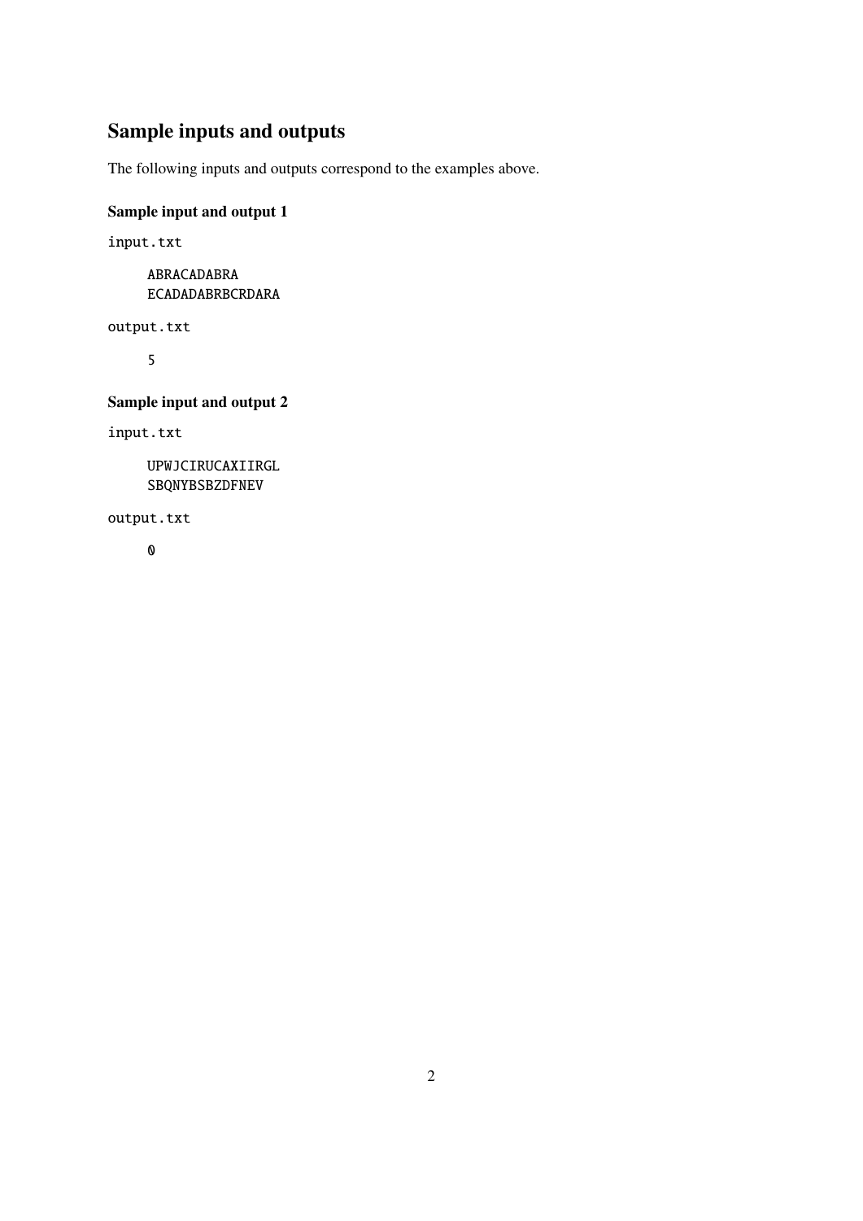## Sample inputs and outputs

The following inputs and outputs correspond to the examples above.

### Sample input and output 1

input.txt

```
ABRACADABRA
ECADADABRBCRDARA
```

output.txt

```
5
```

### Sample input and output 2

input.txt

```
UPWJCIRUCAXIIRGL
SBQNYBSBZDFNEV
```

output.txt

```
0
```